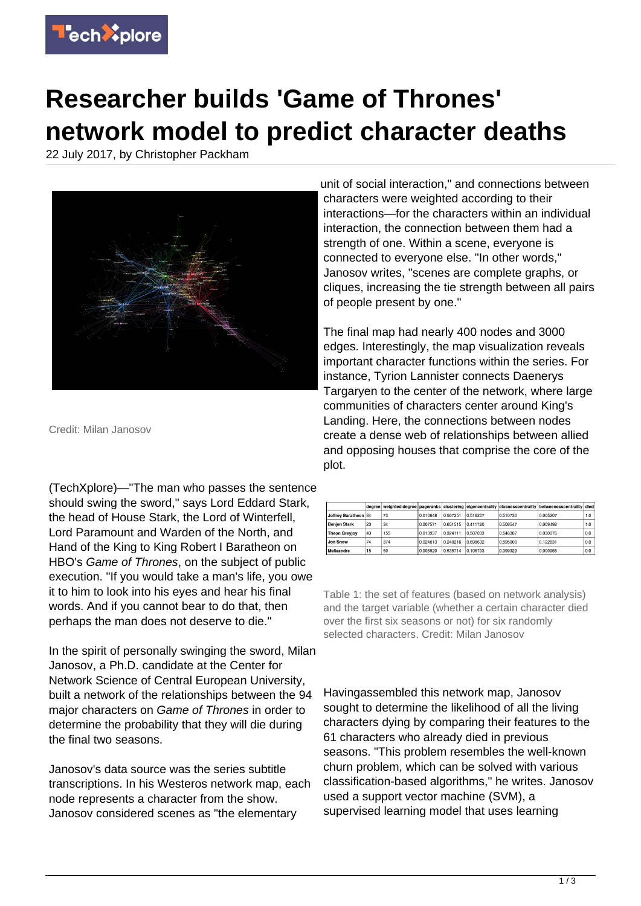# Researcher builds 'Game of Thrones' network model to predict character deaths

22 July 2017, by Christopher Packham

Credit: Milan Janosov

(TechXplore)—"The man who passes the sentence should swing the sword," says Lord Eddard Stark, the head of House Stark, the Lord of Winterfell, Lord Paramount and Warden of the North, and Hand of the King to King Robert I Baratheon on HBO's *Game of Thrones*, on the subject of public execution. "If you would take a man's life, you owe it to him to look into his eyes and hear his final words. And if you cannot bear to do that, then perhaps the man does not deserve to die."

In the spirit of personally swinging the sword, Milan Janosov, a Ph.D. candidate at the Center for Network Science of Central European University, built a network of the relationships between the 94 major characters on *Game of Thrones* in order to determine the probability that they will die during the final two seasons.

Janosov's data source was the series subtitle transcriptions. In his Westeros network map, each node represents a character from the show. Janosov considered scenes as "the elementary unit of social interaction," and connections between characters were weighted according to their interactions—for the characters within an individual interaction, the connection between them had a strength of one. Within a scene, everyone is connected to everyone else. "In other words," Janosov writes, "scenes are complete graphs, or cliques, increasing the tie strength between all pairs of people present by one."

The final map had nearly 400 nodes and 3000 edges. Interestingly, the map visualization reveals important character functions within the series. For instance, Tyrion Lannister connects Daenerys Targaryen to the center of the network, where large communities of characters center around King's Landing. Here, the connections between nodes create a dense web of relationships between allied and opposing houses that comprise the core of the plot.

| | degree | weighted degree | pageranks | clustering | eigencentrality | closenesscentrality | betweennesscentrality | died |
|---|---|---|---|---|---|---|---|---|
| Joffrey Baratheon | 34 | 73 | 0.010648 | 0.567251 | 0.516207 | 0.510730 | 0.005207 | 1.0 |
| Benjen Stark | 23 | 34 | 0.007571 | 0.651515 | 0.411720 | 0.508547 | 0.009492 | 1.0 |
| Theon Greyjoy | 43 | 155 | 0.013937 | 0.324111 | 0.507033 | 0.548387 | 0.030976 | 0.0 |
| Jon Snow | 74 | 374 | 0.024013 | 0.240216 | 0.698632 | 0.595000 | 0.122631 | 0.0 |
| Melisandre | 15 | 59 | 0.005920 | 0.535714 | 0.106703 | 0.399329 | 0.000965 | 0.0 |

Table 1: the set of features (based on network analysis) and the target variable (whether a certain character died over the first six seasons or not) for six randomly selected characters. Credit: Milan Janosov

Havingassembled this network map, Janosov sought to determine the likelihood of all the living characters dying by comparing their features to the 61 characters who already died in previous seasons. "This problem resembles the well-known churn problem, which can be solved with various classification-based algorithms," he writes. Janosov used a support vector machine (SVM), a supervised learning model that uses learning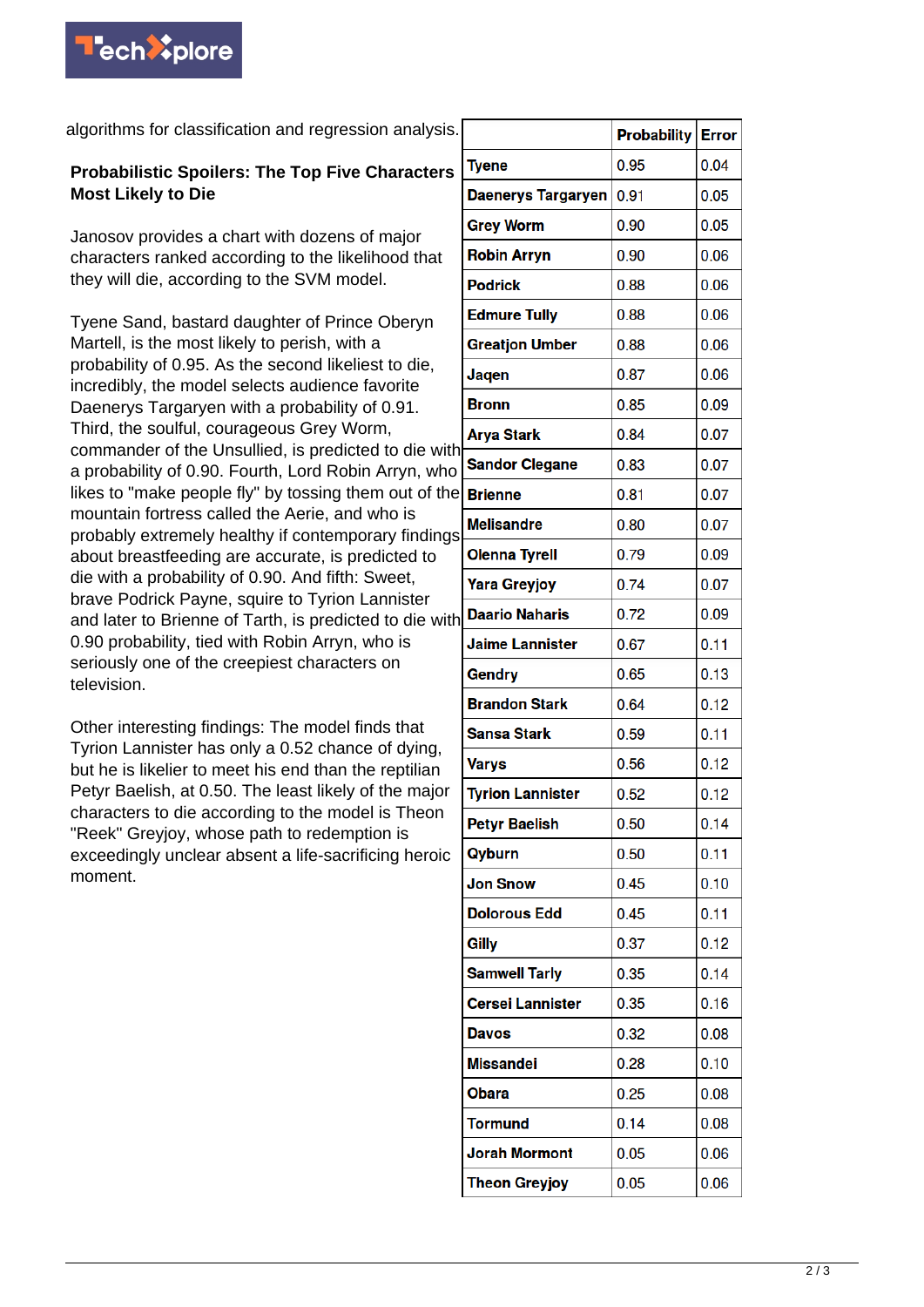algorithms for classification and regression analysis.

**Probabilistic Spoilers: The Top Five Characters Most Likely to Die**

Janosov provides a chart with dozens of major characters ranked according to the likelihood that they will die, according to the SVM model.

Tyene Sand, bastard daughter of Prince Oberyn Martell, is the most likely to perish, with a probability of 0.95. As the second likeliest to die, incredibly, the model selects audience favorite Daenerys Targaryen with a probability of 0.91. Third, the soulful, courageous Grey Worm, commander of the Unsullied, is predicted to die with a probability of 0.90. Fourth, Lord Robin Arryn, who likes to "make people fly" by tossing them out of the mountain fortress called the Aerie, and who is probably extremely healthy if contemporary findings about breastfeeding are accurate, is predicted to die with a probability of 0.90. And fifth: Sweet, brave Podrick Payne, squire to Tyrion Lannister and later to Brienne of Tarth, is predicted to die with 0.90 probability, tied with Robin Arryn, who is seriously one of the creepiest characters on television.

Other interesting findings: The model finds that Tyrion Lannister has only a 0.52 chance of dying, but he is likelier to meet his end than the reptilian Petyr Baelish, at 0.50. The least likely of the major characters to die according to the model is Theon "Reek" Greyjoy, whose path to redemption is exceedingly unclear absent a life-sacrificing heroic moment.

| | Probability | Error |
|---|---|---|
| Tyene | 0.95 | 0.04 |
| Daenerys Targaryen | 0.91 | 0.05 |
| Grey Worm | 0.90 | 0.05 |
| Robin Arryn | 0.90 | 0.06 |
| Podrick | 0.88 | 0.06 |
| Edmure Tully | 0.88 | 0.06 |
| Greatjon Umber | 0.88 | 0.06 |
| Jaqen | 0.87 | 0.06 |
| Bronn | 0.85 | 0.09 |
| Arya Stark | 0.84 | 0.07 |
| Sandor Clegane | 0.83 | 0.07 |
| Brienne | 0.81 | 0.07 |
| Melisandre | 0.80 | 0.07 |
| Olenna Tyrell | 0.79 | 0.09 |
| Yara Greyjoy | 0.74 | 0.07 |
| Daario Naharis | 0.72 | 0.09 |
| Jaime Lannister | 0.67 | 0.11 |
| Gendry | 0.65 | 0.13 |
| Brandon Stark | 0.64 | 0.12 |
| Sansa Stark | 0.59 | 0.11 |
| Varys | 0.56 | 0.12 |
| Tyrion Lannister | 0.52 | 0.12 |
| Petyr Baelish | 0.50 | 0.14 |
| Qyburn | 0.50 | 0.11 |
| Jon Snow | 0.45 | 0.10 |
| Dolorous Edd | 0.45 | 0.11 |
| Gilly | 0.37 | 0.12 |
| Samwell Tarly | 0.35 | 0.14 |
| Cersei Lannister | 0.35 | 0.16 |
| Davos | 0.32 | 0.08 |
| Missandei | 0.28 | 0.10 |
| Obara | 0.25 | 0.08 |
| Tormund | 0.14 | 0.08 |
| Jorah Mormont | 0.05 | 0.06 |
| Theon Greyjoy | 0.05 | 0.06 |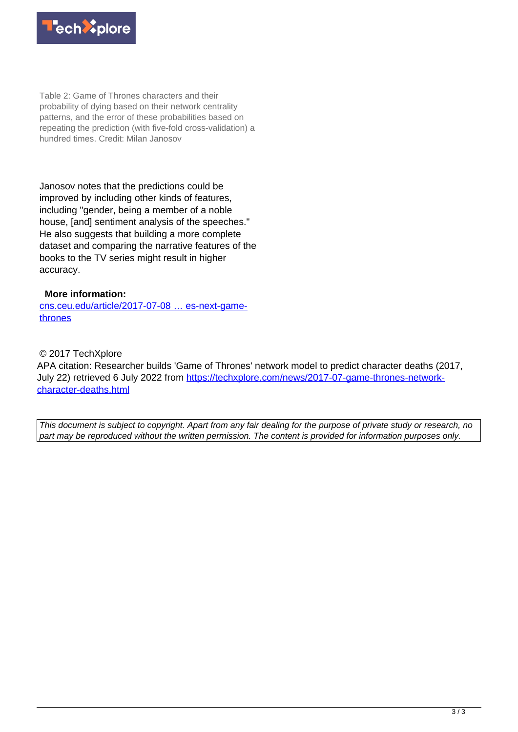Table 2: Game of Thrones characters and their probability of dying based on their network centrality patterns, and the error of these probabilities based on repeating the prediction (with five-fold cross-validation) a hundred times. Credit: Milan Janosov

Janosov notes that the predictions could be improved by including other kinds of features, including "gender, being a member of a noble house, [and] sentiment analysis of the speeches." He also suggests that building a more complete dataset and comparing the narrative features of the books to the TV series might result in higher accuracy.

**More information:**
[cns.ceu.edu/article/2017-07-08 … es-next-game-thrones](cns.ceu.edu/article/2017-07-08 … es-next-game-thrones)

© 2017 TechXplore

APA citation: Researcher builds 'Game of Thrones' network model to predict character deaths (2017, July 22) retrieved 6 July 2022 from [https://techxplore.com/news/2017-07-game-thrones-network-character-deaths.html](https://techxplore.com/news/2017-07-game-thrones-network-character-deaths.html)

*This document is subject to copyright. Apart from any fair dealing for the purpose of private study or research, no part may be reproduced without the written permission. The content is provided for information purposes only.*